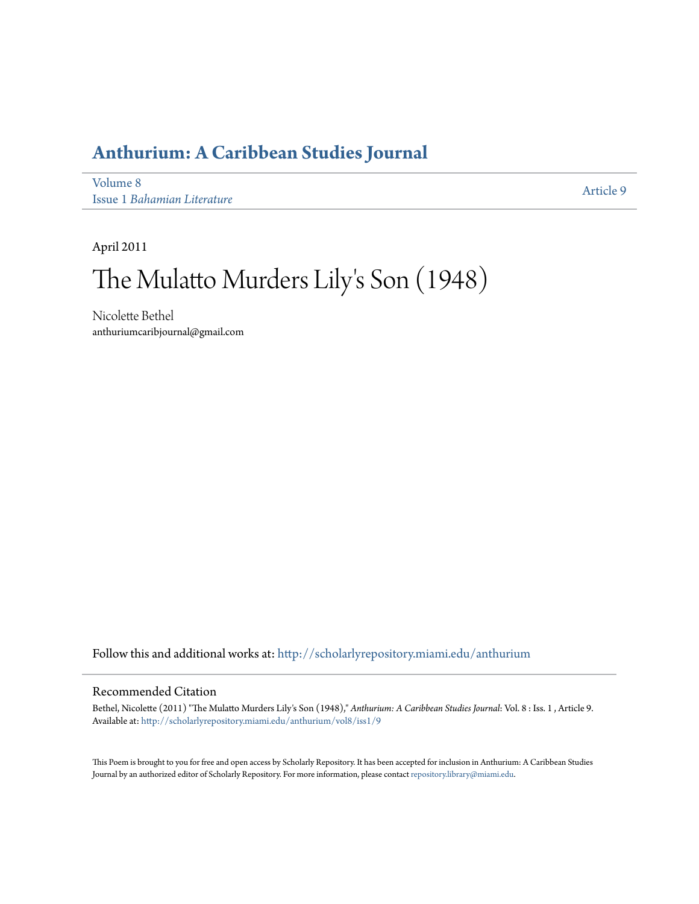# Anthurium: A Caribbean Studies Journal

Volume 8
Issue 1 *Bahamian Literature*

Article 9

April 2011

# The Mulatto Murders Lily's Son (1948)

Nicolette Bethel
anthuriumcaribjournal@gmail.com

Follow this and additional works at: http://scholarlyrepository.miami.edu/anthurium

## Recommended Citation

Bethel, Nicolette (2011) "The Mulatto Murders Lily's Son (1948)," *Anthurium: A Caribbean Studies Journal*: Vol. 8 : Iss. 1 , Article 9.
Available at: http://scholarlyrepository.miami.edu/anthurium/vol8/iss1/9

This Poem is brought to you for free and open access by Scholarly Repository. It has been accepted for inclusion in Anthurium: A Caribbean Studies Journal by an authorized editor of Scholarly Repository. For more information, please contact repository.library@miami.edu.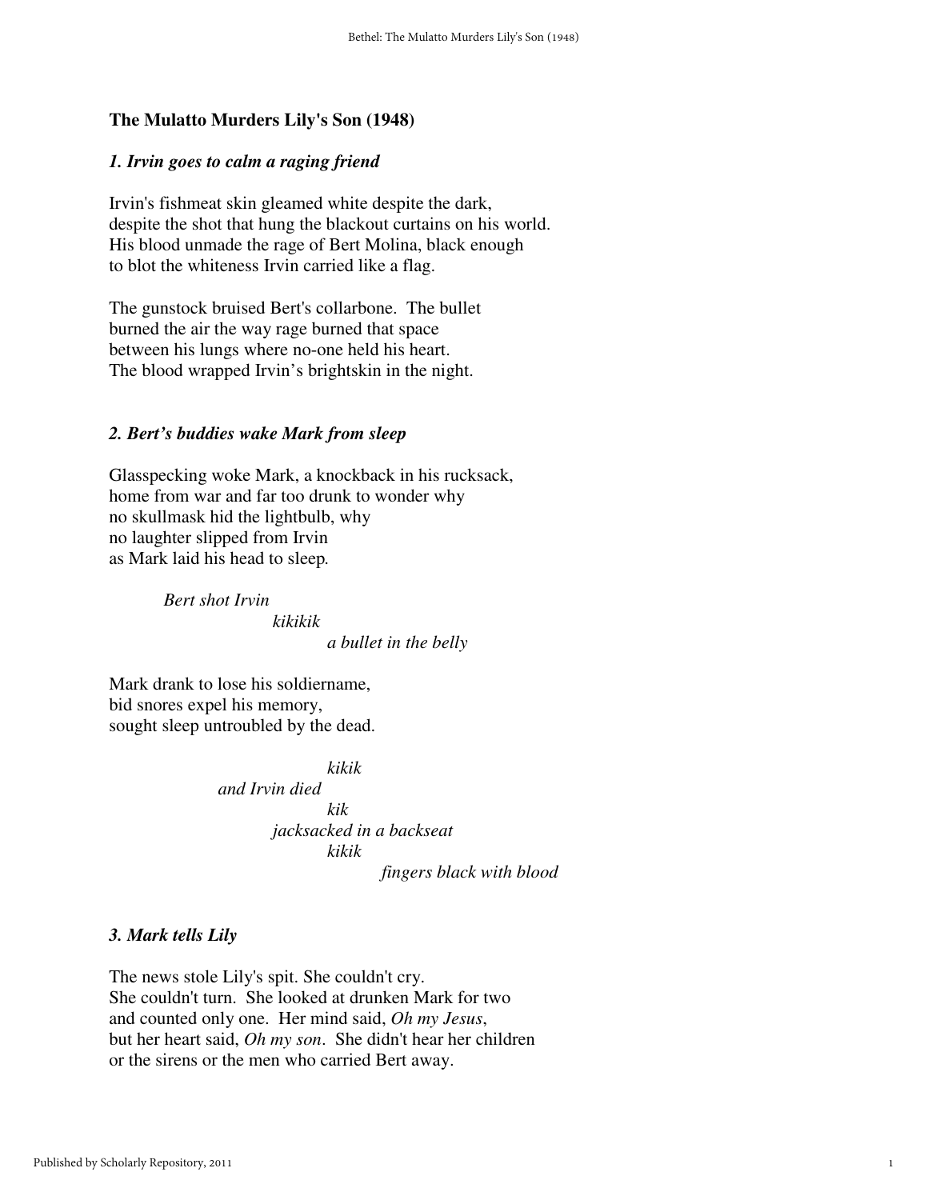# The Mulatto Murders Lily's Son (1948)

### *1. Irvin goes to calm a raging friend*

Irvin's fishmeat skin gleamed white despite the dark,
despite the shot that hung the blackout curtains on his world.
His blood unmade the rage of Bert Molina, black enough
to blot the whiteness Irvin carried like a flag.

The gunstock bruised Bert's collarbone. The bullet
burned the air the way rage burned that space
between his lungs where no-one held his heart.
The blood wrapped Irvin's brightskin in the night.

### *2. Bert's buddies wake Mark from sleep*

Glasspecking woke Mark, a knockback in his rucksack,
home from war and far too drunk to wonder why
no skullmask hid the lightbulb, why
no laughter slipped from Irvin
as Mark laid his head to sleep.

*Bert shot Irvin*
*kikikik*
*a bullet in the belly*

Mark drank to lose his soldiername,
bid snores expel his memory,
sought sleep untroubled by the dead.

*kikik*
*and Irvin died*
*kik*
*jacksacked in a backseat*
*kikik*
*fingers black with blood*

### *3. Mark tells Lily*

The news stole Lily's spit. She couldn't cry.
She couldn't turn. She looked at drunken Mark for two
and counted only one. Her mind said, *Oh my Jesus*,
but her heart said, *Oh my son*. She didn't hear her children
or the sirens or the men who carried Bert away.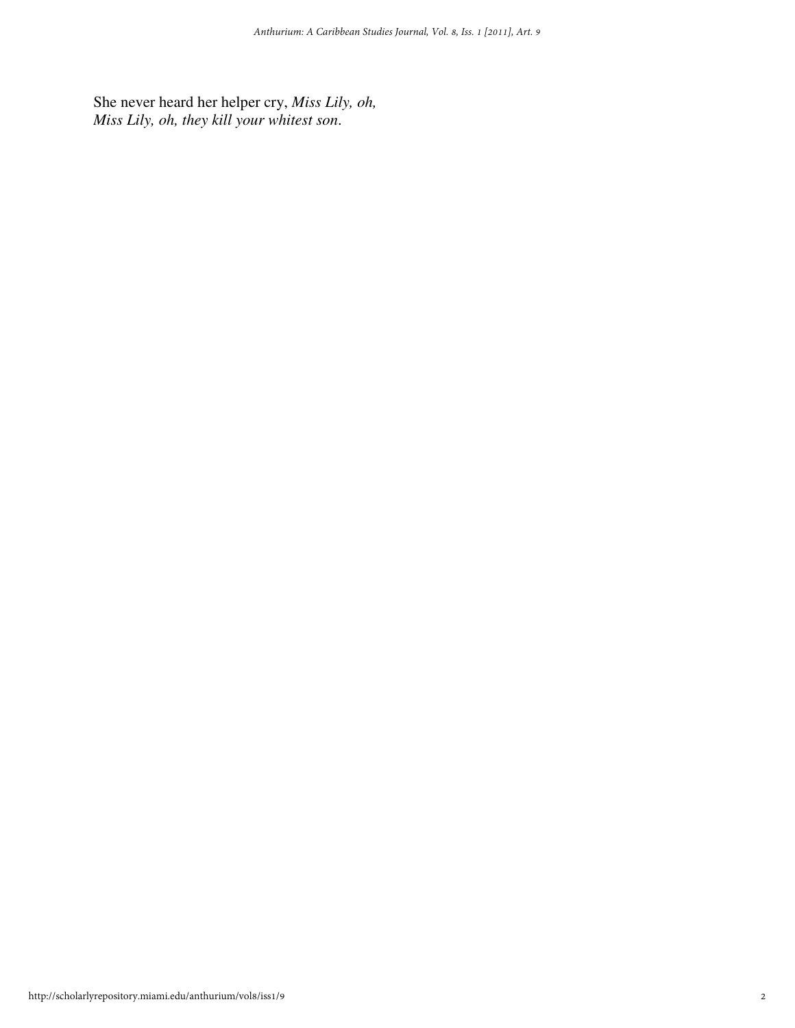She never heard her helper cry, *Miss Lily, oh,*  
*Miss Lily, oh, they kill your whitest son*.